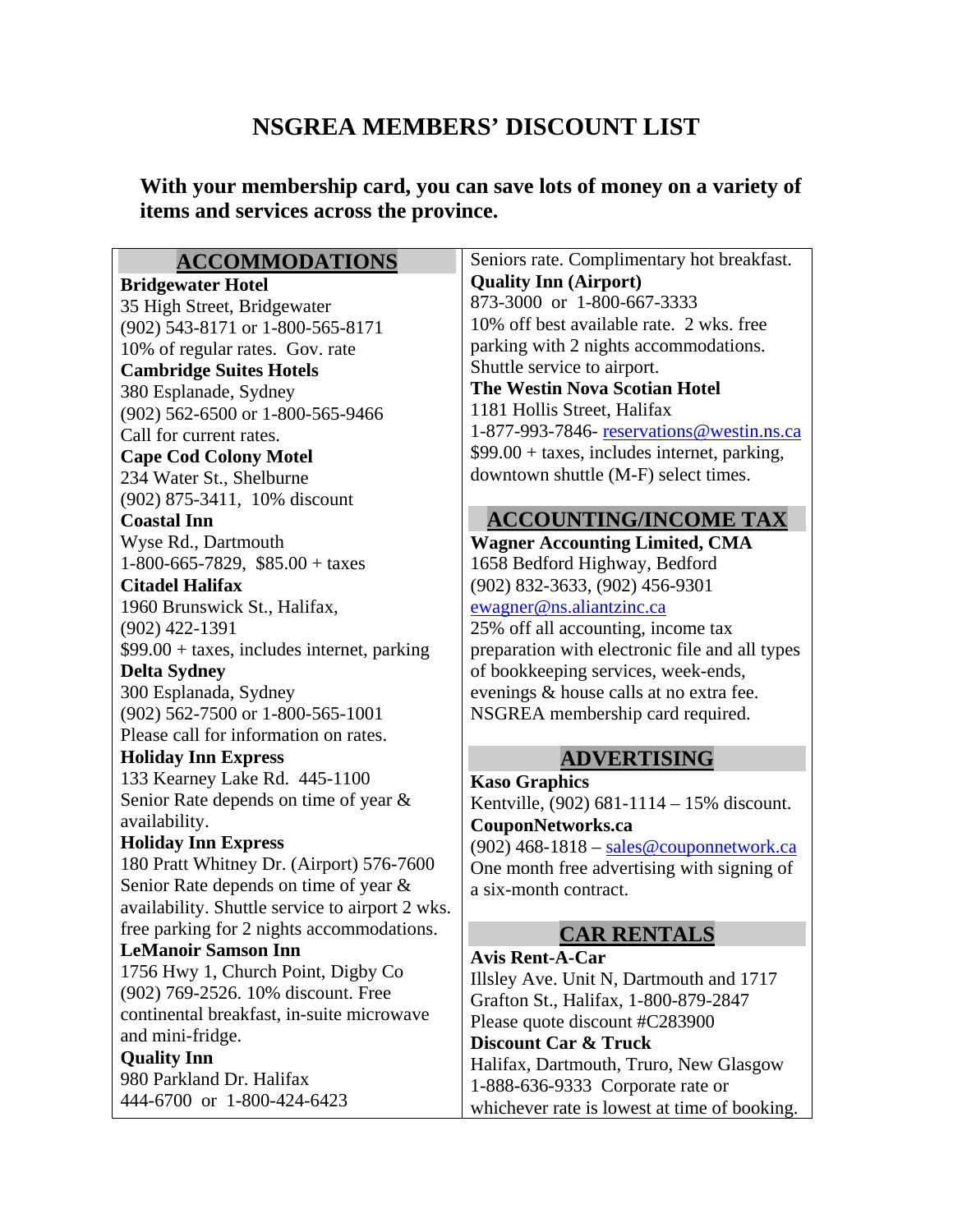# NSGREA MEMBERS' DISCOUNT LIST

**With your membership card, you can save lots of money on a variety of items and services across the province.**

## ACCOMMODATIONS

**Bridgewater Hotel**
35 High Street, Bridgewater
(902) 543-8171 or 1-800-565-8171
10% of regular rates. Gov. rate

**Cambridge Suites Hotels**
380 Esplanade, Sydney
(902) 562-6500 or 1-800-565-9466
Call for current rates.

**Cape Cod Colony Motel**
234 Water St., Shelburne
(902) 875-3411, 10% discount

**Coastal Inn**
Wyse Rd., Dartmouth
1-800-665-7829, $85.00 + taxes

**Citadel Halifax**
1960 Brunswick St., Halifax,
(902) 422-1391
$99.00 + taxes, includes internet, parking

**Delta Sydney**
300 Esplanada, Sydney
(902) 562-7500 or 1-800-565-1001
Please call for information on rates.

**Holiday Inn Express**
133 Kearney Lake Rd. 445-1100
Senior Rate depends on time of year & availability.

**Holiday Inn Express**
180 Pratt Whitney Dr. (Airport) 576-7600
Senior Rate depends on time of year & availability. Shuttle service to airport 2 wks. free parking for 2 nights accommodations.

**LeManoir Samson Inn**
1756 Hwy 1, Church Point, Digby Co
(902) 769-2526. 10% discount. Free continental breakfast, in-suite microwave and mini-fridge.

**Quality Inn**
980 Parkland Dr. Halifax
444-6700 or 1-800-424-6423
Seniors rate. Complimentary hot breakfast.

**Quality Inn (Airport)**
873-3000 or 1-800-667-3333
10% off best available rate. 2 wks. free parking with 2 nights accommodations. Shuttle service to airport.

**The Westin Nova Scotian Hotel**
1181 Hollis Street, Halifax
1-877-993-7846- reservations@westin.ns.ca
$99.00 + taxes, includes internet, parking, downtown shuttle (M-F) select times.

## ACCOUNTING/INCOME TAX

**Wagner Accounting Limited, CMA**
1658 Bedford Highway, Bedford
(902) 832-3633, (902) 456-9301
ewagner@ns.aliantzinc.ca
25% off all accounting, income tax preparation with electronic file and all types of bookkeeping services, week-ends, evenings & house calls at no extra fee. NSGREA membership card required.

## ADVERTISING

**Kaso Graphics**
Kentville, (902) 681-1114 – 15% discount.

**CouponNetworks.ca**
(902) 468-1818 – sales@couponnetwork.ca
One month free advertising with signing of a six-month contract.

## CAR RENTALS

**Avis Rent-A-Car**
Illsley Ave. Unit N, Dartmouth and 1717 Grafton St., Halifax, 1-800-879-2847
Please quote discount #C283900

**Discount Car & Truck**
Halifax, Dartmouth, Truro, New Glasgow
1-888-636-9333 Corporate rate or whichever rate is lowest at time of booking.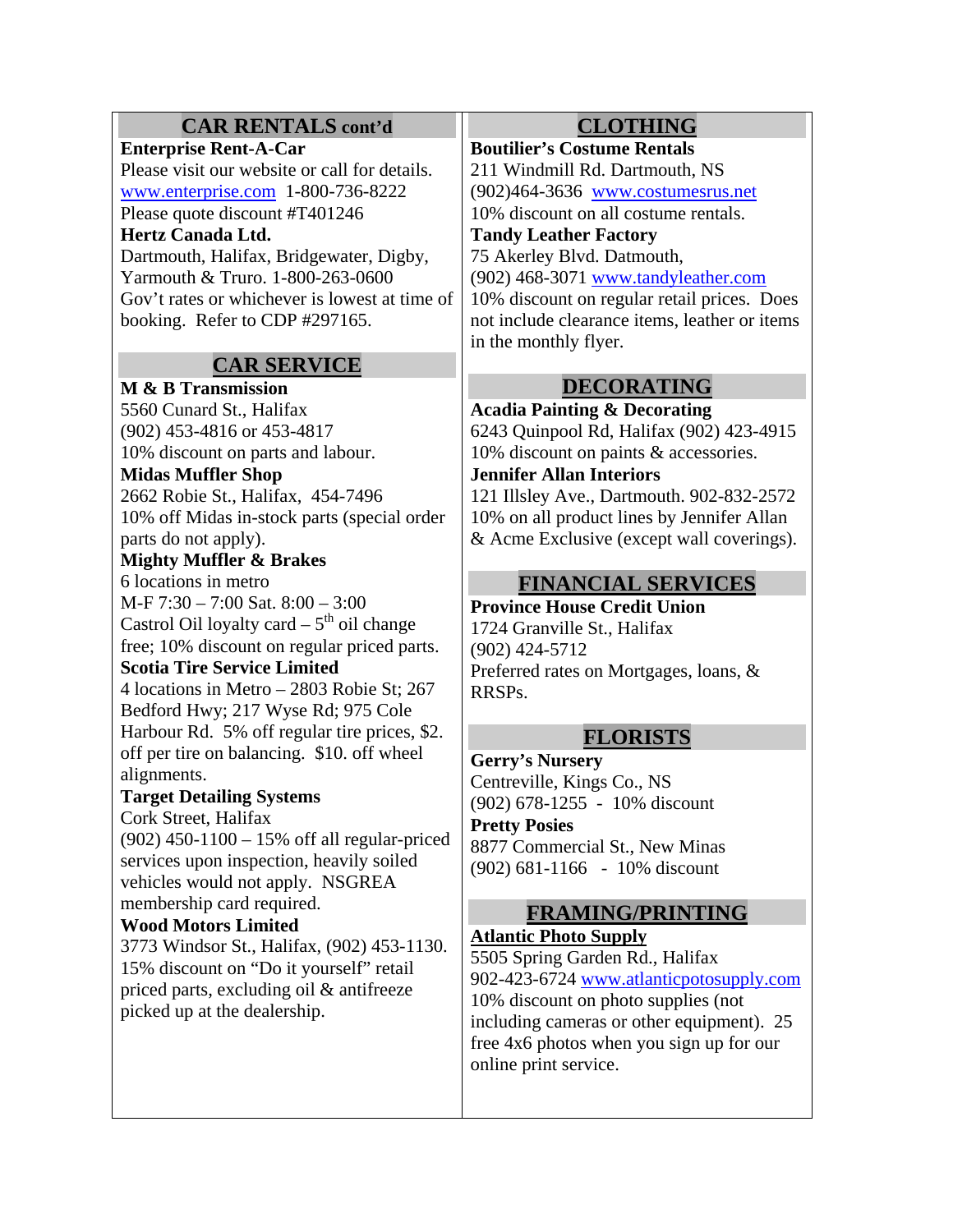## CAR RENTALS cont'd

**Enterprise Rent-A-Car**
Please visit our website or call for details.
www.enterprise.com 1-800-736-8222
Please quote discount #T401246

**Hertz Canada Ltd.**
Dartmouth, Halifax, Bridgewater, Digby, Yarmouth & Truro. 1-800-263-0600
Gov't rates or whichever is lowest at time of booking. Refer to CDP #297165.

## CAR SERVICE

**M & B Transmission**
5560 Cunard St., Halifax
(902) 453-4816 or 453-4817
10% discount on parts and labour.

**Midas Muffler Shop**
2662 Robie St., Halifax, 454-7496
10% off Midas in-stock parts (special order parts do not apply).

**Mighty Muffler & Brakes**
6 locations in metro
M-F 7:30 – 7:00 Sat. 8:00 – 3:00
Castrol Oil loyalty card – 5th oil change free; 10% discount on regular priced parts.

**Scotia Tire Service Limited**
4 locations in Metro – 2803 Robie St; 267 Bedford Hwy; 217 Wyse Rd; 975 Cole Harbour Rd. 5% off regular tire prices, $2. off per tire on balancing. $10. off wheel alignments.

**Target Detailing Systems**
Cork Street, Halifax
(902) 450-1100 – 15% off all regular-priced services upon inspection, heavily soiled vehicles would not apply. NSGREA membership card required.

**Wood Motors Limited**
3773 Windsor St., Halifax, (902) 453-1130.
15% discount on "Do it yourself" retail priced parts, excluding oil & antifreeze picked up at the dealership.

## CLOTHING

**Boutilier's Costume Rentals**
211 Windmill Rd. Dartmouth, NS
(902)464-3636 www.costumesrus.net
10% discount on all costume rentals.

**Tandy Leather Factory**
75 Akerley Blvd. Datmouth,
(902) 468-3071 www.tandyleather.com
10% discount on regular retail prices. Does not include clearance items, leather or items in the monthly flyer.

## DECORATING

**Acadia Painting & Decorating**
6243 Quinpool Rd, Halifax (902) 423-4915
10% discount on paints & accessories.

**Jennifer Allan Interiors**
121 Illsley Ave., Dartmouth. 902-832-2572
10% on all product lines by Jennifer Allan & Acme Exclusive (except wall coverings).

## FINANCIAL SERVICES

**Province House Credit Union**
1724 Granville St., Halifax
(902) 424-5712
Preferred rates on Mortgages, loans, & RRSPs.

## FLORISTS

**Gerry's Nursery**
Centreville, Kings Co., NS
(902) 678-1255 - 10% discount

**Pretty Posies**
8877 Commercial St., New Minas
(902) 681-1166 - 10% discount

## FRAMING/PRINTING

**Atlantic Photo Supply**
5505 Spring Garden Rd., Halifax
902-423-6724 www.atlanticpotosupply.com
10% discount on photo supplies (not including cameras or other equipment). 25 free 4x6 photos when you sign up for our online print service.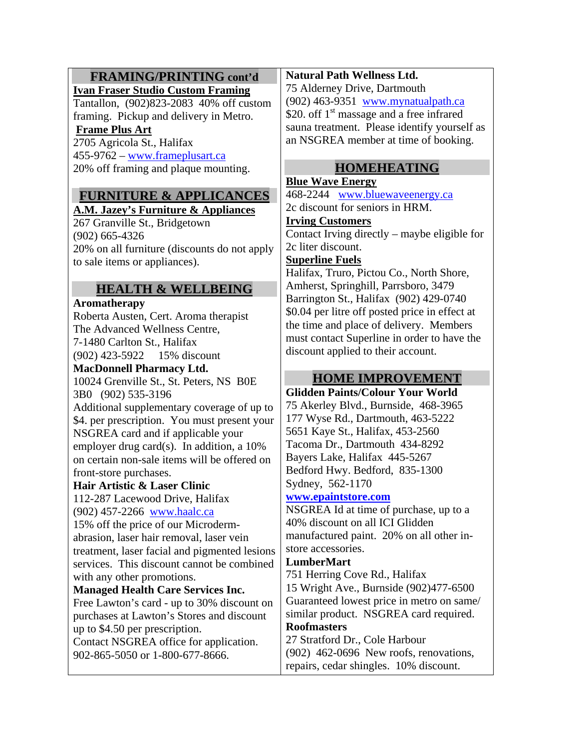## FRAMING/PRINTING cont'd

**Ivan Fraser Studio Custom Framing**
Tantallon, (902)823-2083 40% off custom framing. Pickup and delivery in Metro.

**Frame Plus Art**
2705 Agricola St., Halifax
455-9762 – www.frameplusart.ca
20% off framing and plaque mounting.

## FURNITURE & APPLICANCES

**A.M. Jazey's Furniture & Appliances**
267 Granville St., Bridgetown
(902) 665-4326
20% on all furniture (discounts do not apply to sale items or appliances).

## HEALTH & WELLBEING

**Aromatherapy**
Roberta Austen, Cert. Aroma therapist
The Advanced Wellness Centre,
7-1480 Carlton St., Halifax
(902) 423-5922 15% discount

**MacDonnell Pharmacy Ltd.**
10024 Grenville St., St. Peters, NS B0E 3B0 (902) 535-3196
Additional supplementary coverage of up to $4. per prescription. You must present your NSGREA card and if applicable your employer drug card(s). In addition, a 10% on certain non-sale items will be offered on front-store purchases.

**Hair Artistic & Laser Clinic**
112-287 Lacewood Drive, Halifax
(902) 457-2266 www.haalc.ca
15% off the price of our Microderm-abrasion, laser hair removal, laser vein treatment, laser facial and pigmented lesions services. This discount cannot be combined with any other promotions.

**Managed Health Care Services Inc.**
Free Lawton's card - up to 30% discount on purchases at Lawton's Stores and discount up to $4.50 per prescription.
Contact NSGREA office for application.
902-865-5050 or 1-800-677-8666.

**Natural Path Wellness Ltd.**
75 Alderney Drive, Dartmouth
(902) 463-9351 www.mynatualpath.ca
$20. off 1st massage and a free infrared sauna treatment. Please identify yourself as an NSGREA member at time of booking.

## HOMEHEATING

**Blue Wave Energy**
468-2244 www.bluewaveenergy.ca
2c discount for seniors in HRM.

**Irving Customers**
Contact Irving directly – maybe eligible for 2c liter discount.

**Superline Fuels**
Halifax, Truro, Pictou Co., North Shore, Amherst, Springhill, Parrsboro, 3479 Barrington St., Halifax (902) 429-0740
$0.04 per litre off posted price in effect at the time and place of delivery. Members must contact Superline in order to have the discount applied to their account.

## HOME IMPROVEMENT

**Glidden Paints/Colour Your World**
75 Akerley Blvd., Burnside, 468-3965
177 Wyse Rd., Dartmouth, 463-5222
5651 Kaye St., Halifax, 453-2560
Tacoma Dr., Dartmouth 434-8292
Bayers Lake, Halifax 445-5267
Bedford Hwy. Bedford, 835-1300
Sydney, 562-1170
**www.epaintstore.com**
NSGREA Id at time of purchase, up to a 40% discount on all ICI Glidden manufactured paint. 20% on all other in-store accessories.

**LumberMart**
751 Herring Cove Rd., Halifax
15 Wright Ave., Burnside (902)477-6500
Guaranteed lowest price in metro on same/ similar product. NSGREA card required.

**Roofmasters**
27 Stratford Dr., Cole Harbour
(902) 462-0696 New roofs, renovations, repairs, cedar shingles. 10% discount.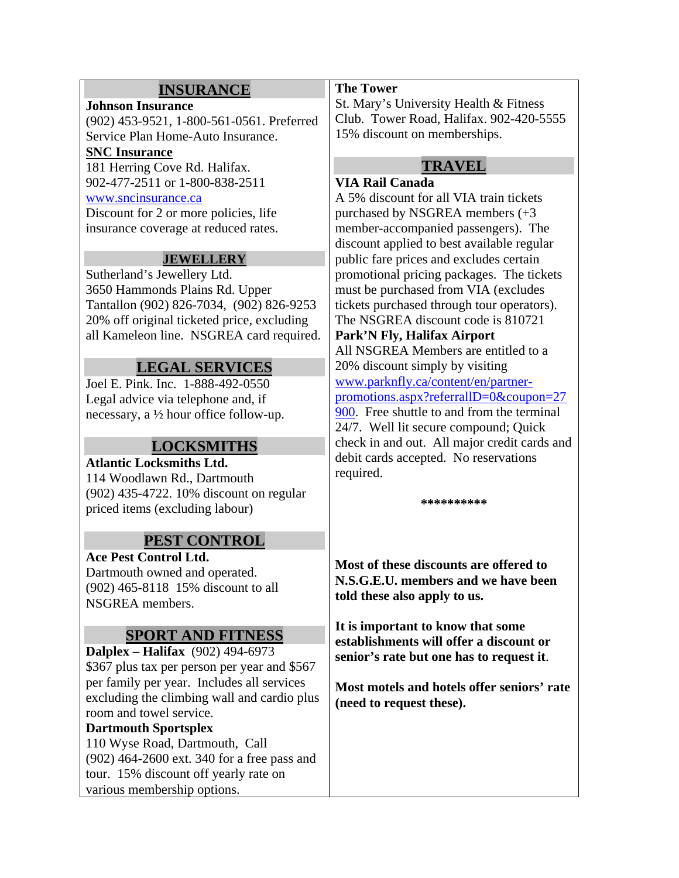## INSURANCE

**Johnson Insurance**
(902) 453-9521, 1-800-561-0561. Preferred Service Plan Home-Auto Insurance.

**SNC Insurance**
181 Herring Cove Rd. Halifax.
902-477-2511 or 1-800-838-2511
www.sncinsurance.ca
Discount for 2 or more policies, life insurance coverage at reduced rates.

## JEWELLERY

Sutherland's Jewellery Ltd.
3650 Hammonds Plains Rd. Upper Tantallon (902) 826-7034, (902) 826-9253
20% off original ticketed price, excluding all Kameleon line. NSGREA card required.

## LEGAL SERVICES

Joel E. Pink. Inc. 1-888-492-0550
Legal advice via telephone and, if necessary, a ½ hour office follow-up.

## LOCKSMITHS

**Atlantic Locksmiths Ltd.**
114 Woodlawn Rd., Dartmouth
(902) 435-4722. 10% discount on regular priced items (excluding labour)

## PEST CONTROL

**Ace Pest Control Ltd.**
Dartmouth owned and operated.
(902) 465-8118 15% discount to all NSGREA members.

## SPORT AND FITNESS

**Dalplex – Halifax** (902) 494-6973
$367 plus tax per person per year and $567 per family per year. Includes all services excluding the climbing wall and cardio plus room and towel service.

**Dartmouth Sportsplex**
110 Wyse Road, Dartmouth, Call (902) 464-2600 ext. 340 for a free pass and tour. 15% discount off yearly rate on various membership options.

**The Tower**
St. Mary's University Health & Fitness Club. Tower Road, Halifax. 902-420-5555
15% discount on memberships.

## TRAVEL

**VIA Rail Canada**
A 5% discount for all VIA train tickets purchased by NSGREA members (+3 member-accompanied passengers). The discount applied to best available regular public fare prices and excludes certain promotional pricing packages. The tickets must be purchased from VIA (excludes tickets purchased through tour operators). The NSGREA discount code is 810721

**Park'N Fly, Halifax Airport**
All NSGREA Members are entitled to a 20% discount simply by visiting www.parknfly.ca/content/en/partner-promotions.aspx?referralID=0&coupon=27900. Free shuttle to and from the terminal 24/7. Well lit secure compound; Quick check in and out. All major credit cards and debit cards accepted. No reservations required.

**********

**Most of these discounts are offered to N.S.G.E.U. members and we have been told these also apply to us.**

**It is important to know that some establishments will offer a discount or senior's rate but one has to request it.**

**Most motels and hotels offer seniors' rate (need to request these).**